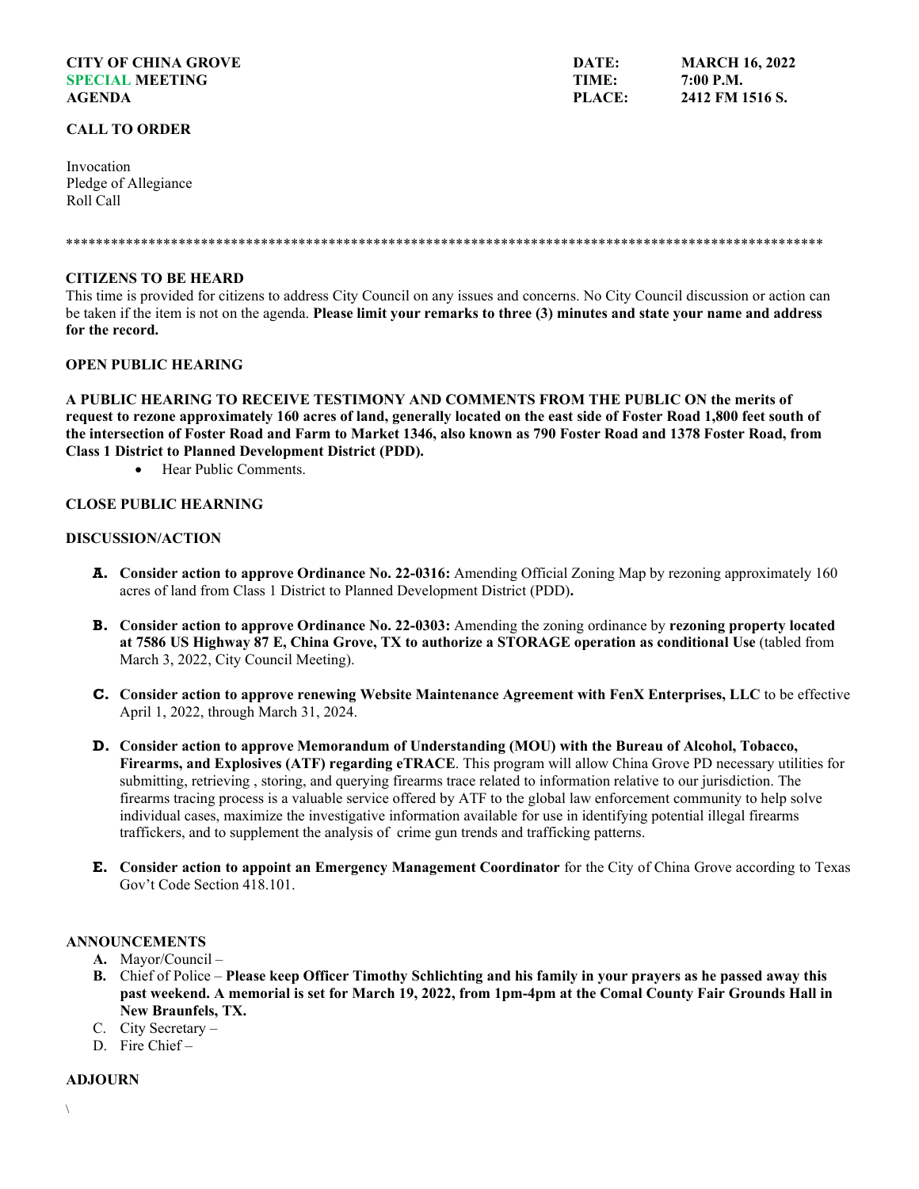**CITY OF CHINA GROVE**
**SPECIAL MEETING**
**AGENDA**

**DATE:** MARCH 16, 2022
**TIME:** 7:00 P.M.
**PLACE:** 2412 FM 1516 S.

**CALL TO ORDER**

Invocation
Pledge of Allegiance
Roll Call

************************************************************************************************************

**CITIZENS TO BE HEARD**

This time is provided for citizens to address City Council on any issues and concerns. No City Council discussion or action can be taken if the item is not on the agenda. **Please limit your remarks to three (3) minutes and state your name and address for the record.**

**OPEN PUBLIC HEARING**

**A PUBLIC HEARING TO RECEIVE TESTIMONY AND COMMENTS FROM THE PUBLIC ON the merits of request to rezone approximately 160 acres of land, generally located on the east side of Foster Road 1,800 feet south of the intersection of Foster Road and Farm to Market 1346, also known as 790 Foster Road and 1378 Foster Road, from Class 1 District to Planned Development District (PDD).**

- Hear Public Comments.

**CLOSE PUBLIC HEARNING**

**DISCUSSION/ACTION**

**A. Consider action to approve Ordinance No. 22-0316:** Amending Official Zoning Map by rezoning approximately 160 acres of land from Class 1 District to Planned Development District (PDD)**.**

**B. Consider action to approve Ordinance No. 22-0303:** Amending the zoning ordinance by **rezoning property located at 7586 US Highway 87 E, China Grove, TX to authorize a STORAGE operation as conditional Use** (tabled from March 3, 2022, City Council Meeting).

**C. Consider action to approve renewing Website Maintenance Agreement with FenX Enterprises, LLC** to be effective April 1, 2022, through March 31, 2024.

**D. Consider action to approve Memorandum of Understanding (MOU) with the Bureau of Alcohol, Tobacco, Firearms, and Explosives (ATF) regarding eTRACE**. This program will allow China Grove PD necessary utilities for submitting, retrieving , storing, and querying firearms trace related to information relative to our jurisdiction. The firearms tracing process is a valuable service offered by ATF to the global law enforcement community to help solve individual cases, maximize the investigative information available for use in identifying potential illegal firearms traffickers, and to supplement the analysis of crime gun trends and trafficking patterns.

**E. Consider action to appoint an Emergency Management Coordinator** for the City of China Grove according to Texas Gov't Code Section 418.101.

**ANNOUNCEMENTS**

**A.** Mayor/Council –
**B.** Chief of Police – **Please keep Officer Timothy Schlichting and his family in your prayers as he passed away this past weekend. A memorial is set for March 19, 2022, from 1pm-4pm at the Comal County Fair Grounds Hall in New Braunfels, TX.**
C. City Secretary –
D. Fire Chief –

**ADJOURN**

\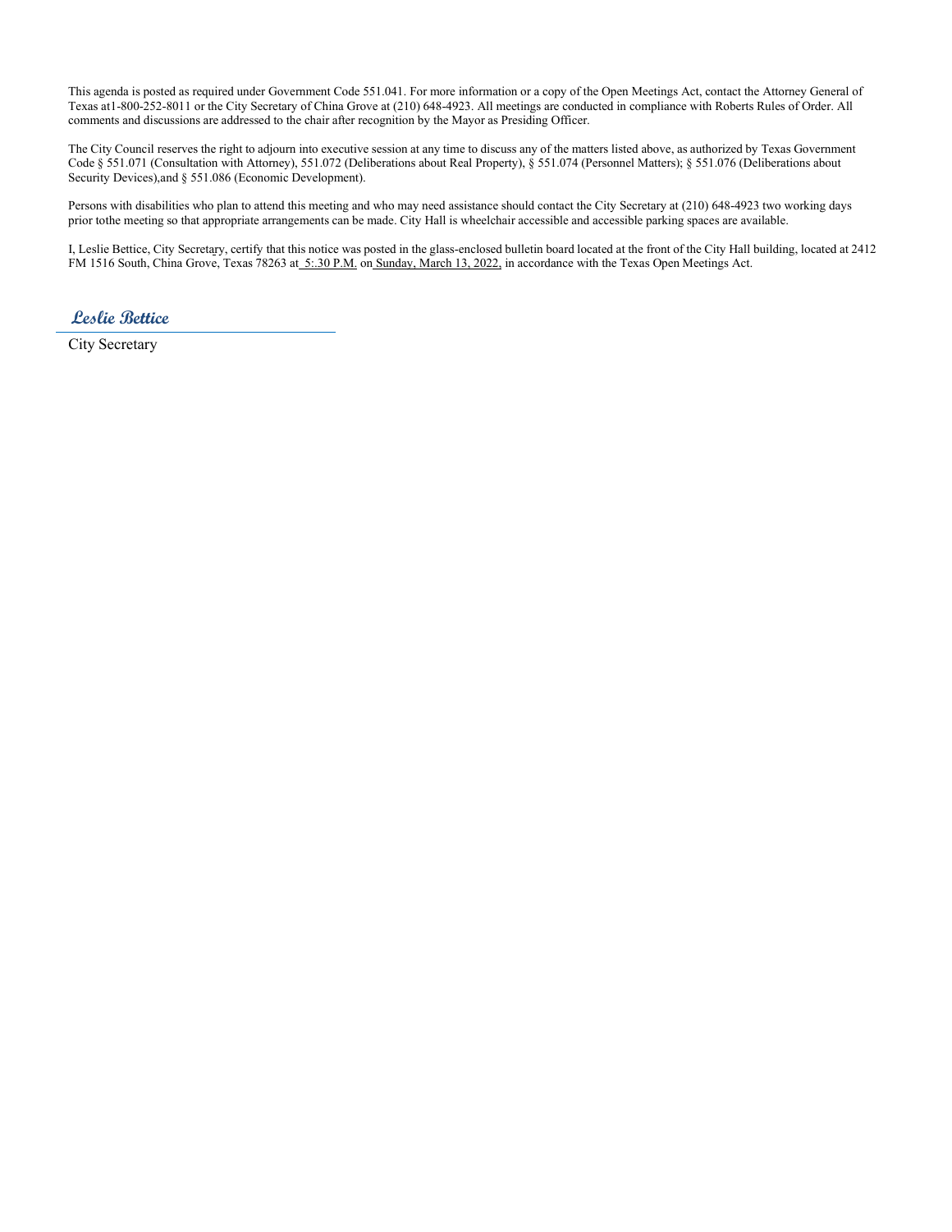This agenda is posted as required under Government Code 551.041. For more information or a copy of the Open Meetings Act, contact the Attorney General of Texas at1-800-252-8011 or the City Secretary of China Grove at (210) 648-4923. All meetings are conducted in compliance with Roberts Rules of Order. All comments and discussions are addressed to the chair after recognition by the Mayor as Presiding Officer.

The City Council reserves the right to adjourn into executive session at any time to discuss any of the matters listed above, as authorized by Texas Government Code § 551.071 (Consultation with Attorney), 551.072 (Deliberations about Real Property), § 551.074 (Personnel Matters); § 551.076 (Deliberations about Security Devices),and § 551.086 (Economic Development).

Persons with disabilities who plan to attend this meeting and who may need assistance should contact the City Secretary at (210) 648-4923 two working days prior tothe meeting so that appropriate arrangements can be made. City Hall is wheelchair accessible and accessible parking spaces are available.

I, Leslie Bettice, City Secretary, certify that this notice was posted in the glass-enclosed bulletin board located at the front of the City Hall building, located at 2412 FM 1516 South, China Grove, Texas 78263 at 5:.30 P.M. on Sunday, March 13, 2022, in accordance with the Texas Open Meetings Act.

*Leslie Bettice*

City Secretary